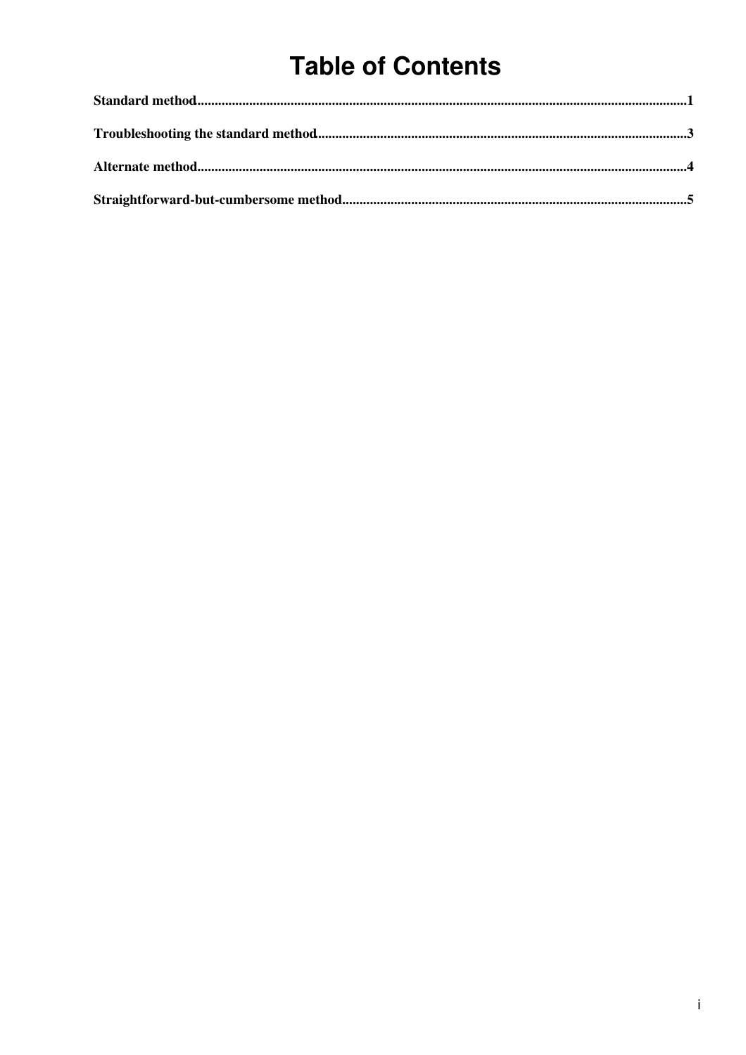# Table of Contents

**Standard method**.............................................................................................................................................1

**Troubleshooting the standard method**..........................................................................................................3

**Alternate method**............................................................................................................................................4

**Straightforward-but-cumbersome method**...................................................................................................5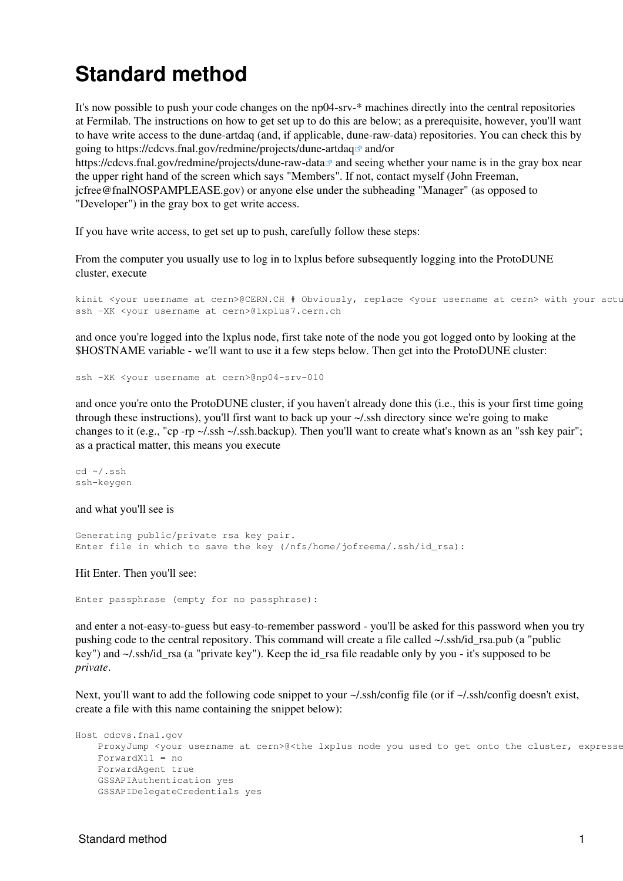# Standard method

It's now possible to push your code changes on the np04-srv-* machines directly into the central repositories at Fermilab. The instructions on how to get set up to do this are below; as a prerequisite, however, you'll want to have write access to the dune-artdaq (and, if applicable, dune-raw-data) repositories. You can check this by going to https://cdcvs.fnal.gov/redmine/projects/dune-artdaq and/or https://cdcvs.fnal.gov/redmine/projects/dune-raw-data and seeing whether your name is in the gray box near the upper right hand of the screen which says "Members". If not, contact myself (John Freeman, jcfree@fnalNOSPAMPLEASE.gov) or anyone else under the subheading "Manager" (as opposed to "Developer") in the gray box to get write access.

If you have write access, to get set up to push, carefully follow these steps:

From the computer you usually use to log in to lxplus before subsequently logging into the ProtoDUNE cluster, execute

```
kinit <your username at cern>@CERN.CH # Obviously, replace <your username at cern> with your actu
ssh -XK <your username at cern>@lxplus7.cern.ch
```

and once you're logged into the lxplus node, first take note of the node you got logged onto by looking at the $HOSTNAME variable - we'll want to use it a few steps below. Then get into the ProtoDUNE cluster:

```
ssh -XK <your username at cern>@np04-srv-010
```

and once you're onto the ProtoDUNE cluster, if you haven't already done this (i.e., this is your first time going through these instructions), you'll first want to back up your ~/.ssh directory since we're going to make changes to it (e.g., "cp -rp ~/.ssh ~/.ssh.backup). Then you'll want to create what's known as an "ssh key pair"; as a practical matter, this means you execute

```
cd ~/.ssh
ssh-keygen
```

and what you'll see is

```
Generating public/private rsa key pair.
Enter file in which to save the key (/nfs/home/jofreema/.ssh/id_rsa):
```

Hit Enter. Then you'll see:

```
Enter passphrase (empty for no passphrase):
```

and enter a not-easy-to-guess but easy-to-remember password - you'll be asked for this password when you try pushing code to the central repository. This command will create a file called ~/.ssh/id_rsa.pub (a "public key") and ~/.ssh/id_rsa (a "private key"). Keep the id_rsa file readable only by you - it's supposed to be *private*.

Next, you'll want to add the following code snippet to your ~/.ssh/config file (or if ~/.ssh/config doesn't exist, create a file with this name containing the snippet below):

```
Host cdcvs.fnal.gov
    ProxyJump <your username at cern>@<the lxplus node you used to get onto the cluster, expresse
    ForwardX11 = no
    ForwardAgent true
    GSSAPIAuthentication yes
    GSSAPIDelegateCredentials yes
```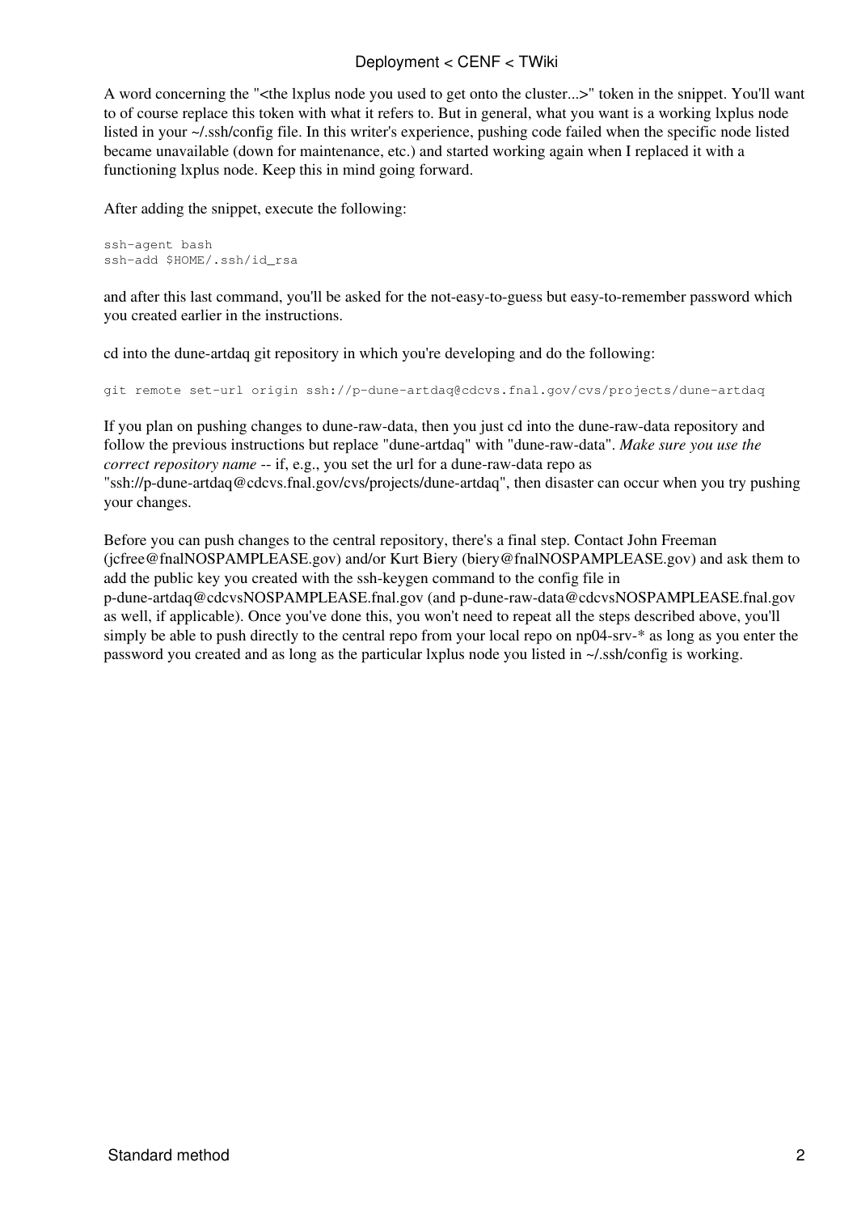A word concerning the "<the lxplus node you used to get onto the cluster...>" token in the snippet. You'll want to of course replace this token with what it refers to. But in general, what you want is a working lxplus node listed in your ~/.ssh/config file. In this writer's experience, pushing code failed when the specific node listed became unavailable (down for maintenance, etc.) and started working again when I replaced it with a functioning lxplus node. Keep this in mind going forward.

After adding the snippet, execute the following:

```
ssh-agent bash
ssh-add $HOME/.ssh/id_rsa
```

and after this last command, you'll be asked for the not-easy-to-guess but easy-to-remember password which you created earlier in the instructions.

cd into the dune-artdaq git repository in which you're developing and do the following:

```
git remote set-url origin ssh://p-dune-artdaq@cdcvs.fnal.gov/cvs/projects/dune-artdaq
```

If you plan on pushing changes to dune-raw-data, then you just cd into the dune-raw-data repository and follow the previous instructions but replace "dune-artdaq" with "dune-raw-data". *Make sure you use the correct repository name* -- if, e.g., you set the url for a dune-raw-data repo as "ssh://p-dune-artdaq@cdcvs.fnal.gov/cvs/projects/dune-artdaq", then disaster can occur when you try pushing your changes.

Before you can push changes to the central repository, there's a final step. Contact John Freeman (jcfree@fnalNOSPAMPLEASE.gov) and/or Kurt Biery (biery@fnalNOSPAMPLEASE.gov) and ask them to add the public key you created with the ssh-keygen command to the config file in p-dune-artdaq@cdcvsNOSPAMPLEASE.fnal.gov (and p-dune-raw-data@cdcvsNOSPAMPLEASE.fnal.gov as well, if applicable). Once you've done this, you won't need to repeat all the steps described above, you'll simply be able to push directly to the central repo from your local repo on np04-srv-* as long as you enter the password you created and as long as the particular lxplus node you listed in ~/.ssh/config is working.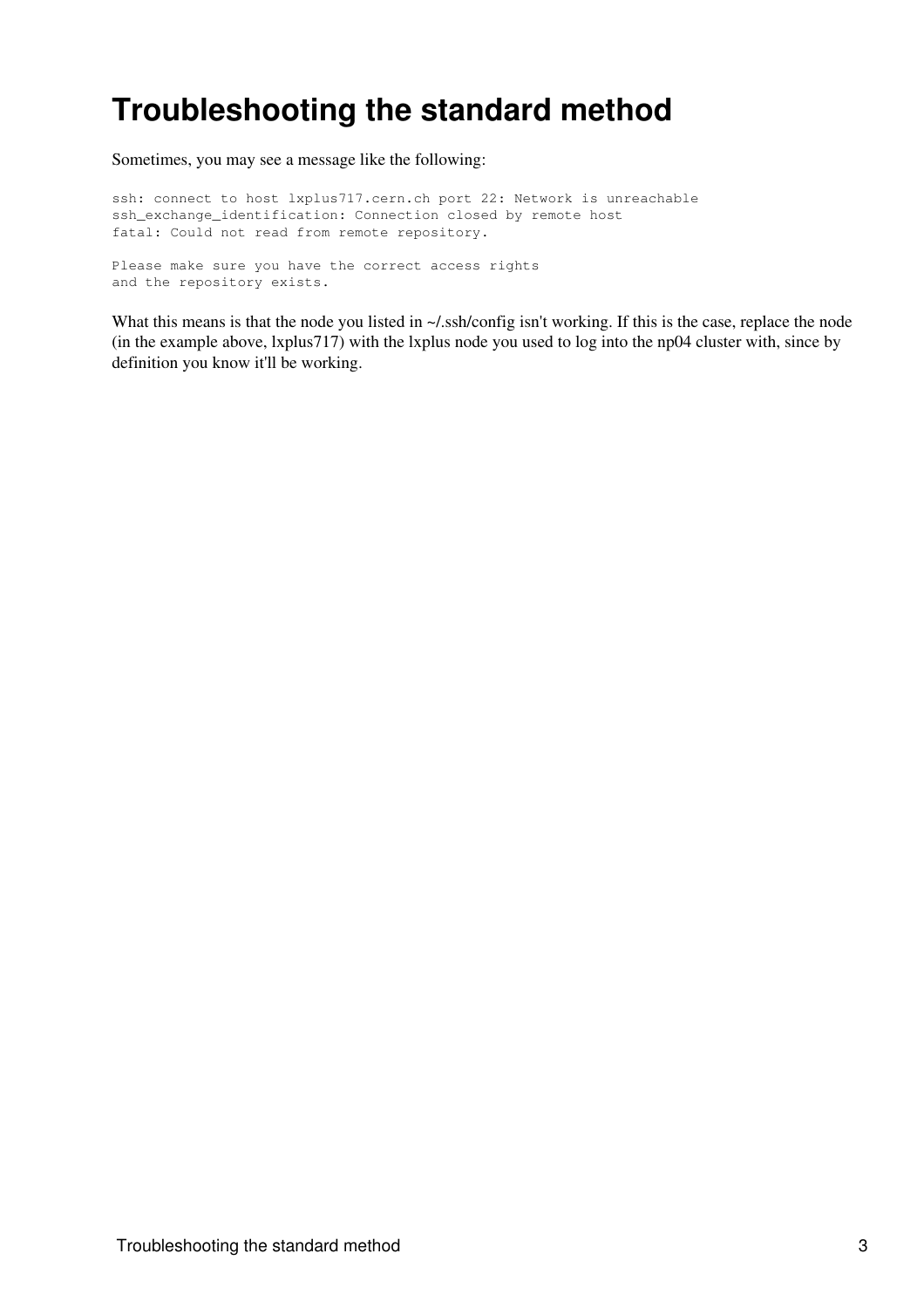# Troubleshooting the standard method

Sometimes, you may see a message like the following:

```
ssh: connect to host lxplus717.cern.ch port 22: Network is unreachable
ssh_exchange_identification: Connection closed by remote host
fatal: Could not read from remote repository.

Please make sure you have the correct access rights
and the repository exists.
```

What this means is that the node you listed in ~/.ssh/config isn't working. If this is the case, replace the node (in the example above, lxplus717) with the lxplus node you used to log into the np04 cluster with, since by definition you know it'll be working.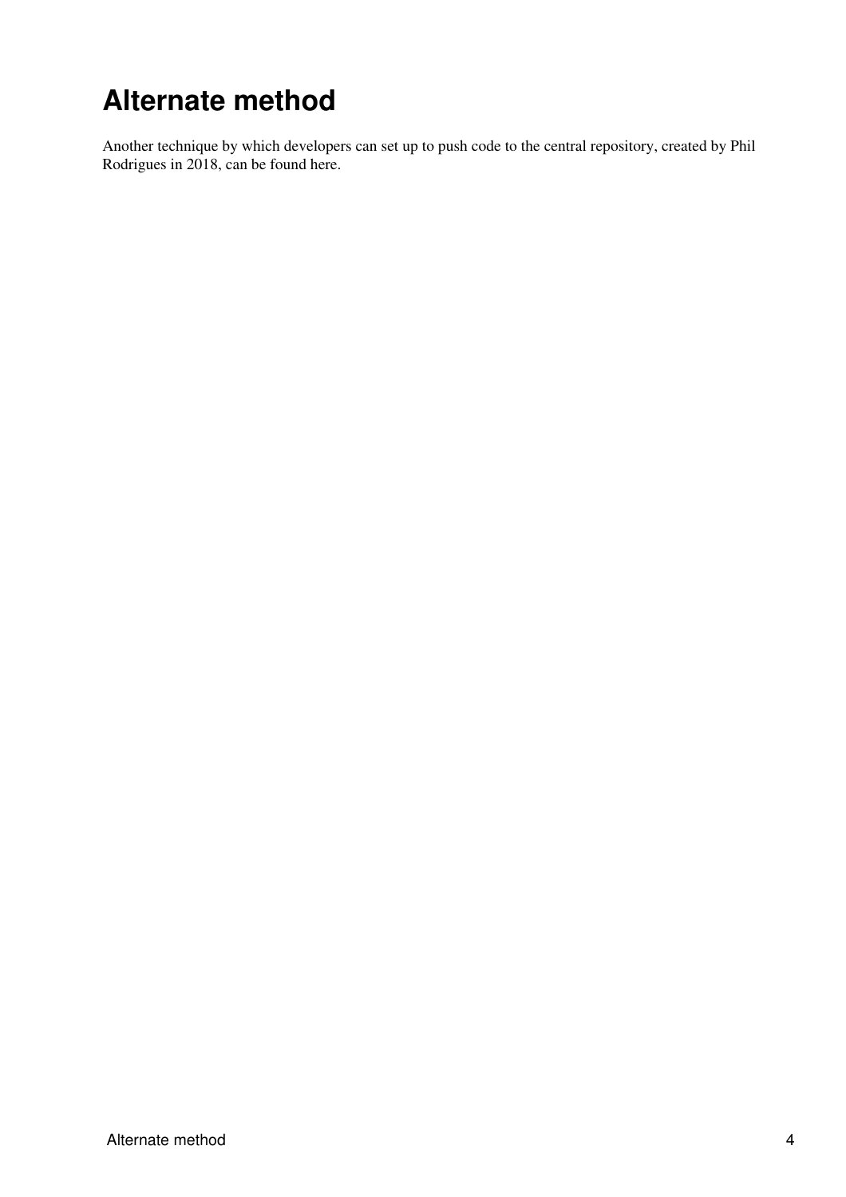# Alternate method

Another technique by which developers can set up to push code to the central repository, created by Phil Rodrigues in 2018, can be found here.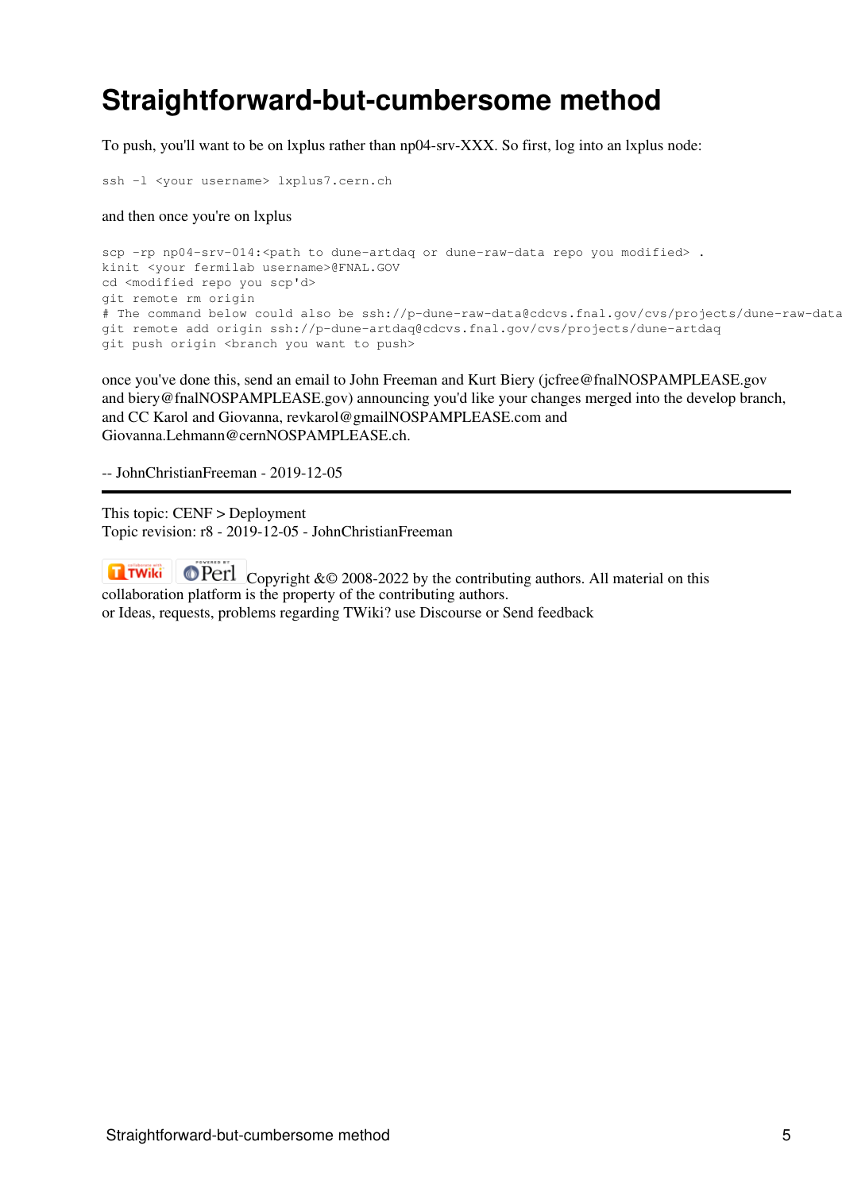# Straightforward-but-cumbersome method

To push, you'll want to be on lxplus rather than np04-srv-XXX. So first, log into an lxplus node:

```
ssh -l <your username> lxplus7.cern.ch
```

and then once you're on lxplus

```
scp -rp np04-srv-014:<path to dune-artdaq or dune-raw-data repo you modified> .
kinit <your fermilab username>@FNAL.GOV
cd <modified repo you scp'd>
git remote rm origin
# The command below could also be ssh://p-dune-raw-data@cdcvs.fnal.gov/cvs/projects/dune-raw-data
git remote add origin ssh://p-dune-artdaq@cdcvs.fnal.gov/cvs/projects/dune-artdaq
git push origin <branch you want to push>
```

once you've done this, send an email to John Freeman and Kurt Biery (jcfree@fnalNOSPAMPLEASE.gov and biery@fnalNOSPAMPLEASE.gov) announcing you'd like your changes merged into the develop branch, and CC Karol and Giovanna, revkarol@gmailNOSPAMPLEASE.com and Giovanna.Lehmann@cernNOSPAMPLEASE.ch.

-- JohnChristianFreeman - 2019-12-05

---

This topic: CENF > Deployment
Topic revision: r8 - 2019-12-05 - JohnChristianFreeman

Copyright &© 2008-2022 by the contributing authors. All material on this collaboration platform is the property of the contributing authors.
or Ideas, requests, problems regarding TWiki? use Discourse or Send feedback